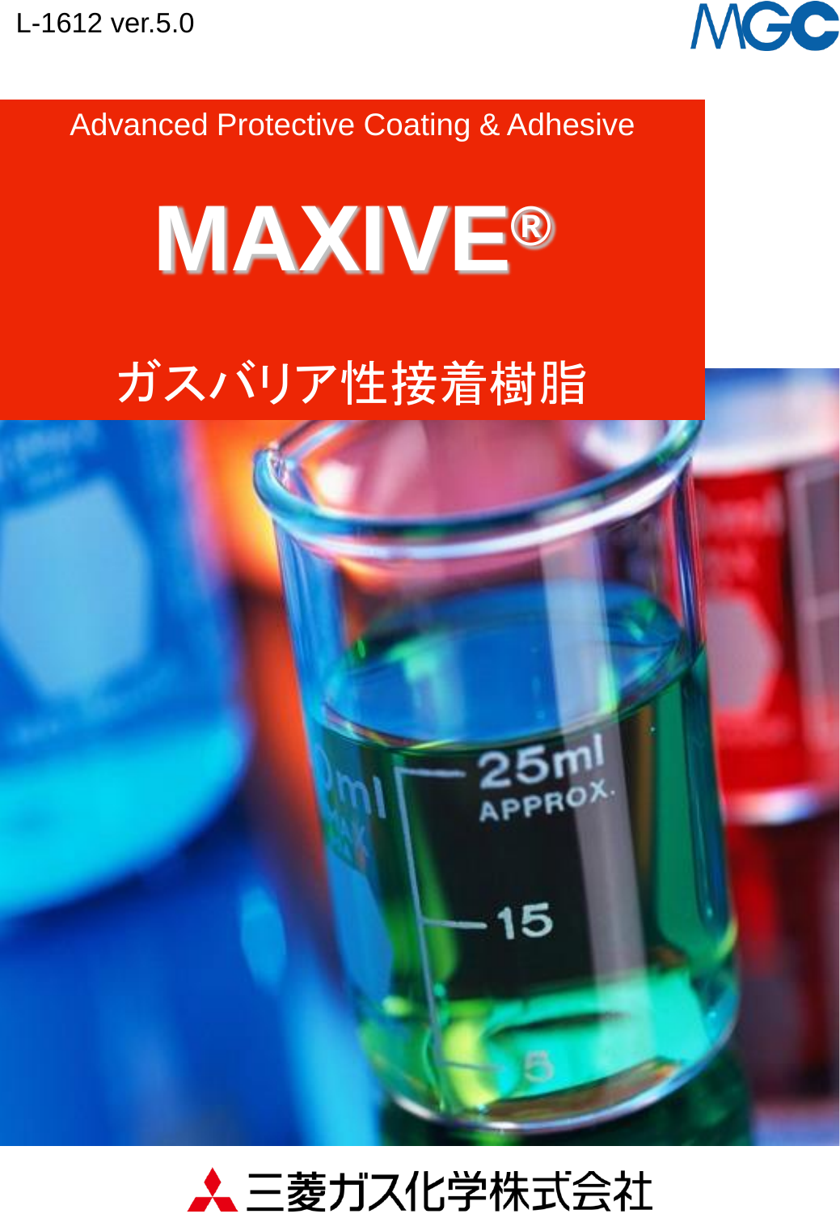L-1612 ver.5.0

MGC

Advanced Protective Coating & Adhesive

# MAXIVE®

## ガスバリア性接着樹脂

三菱ガス化学株式会社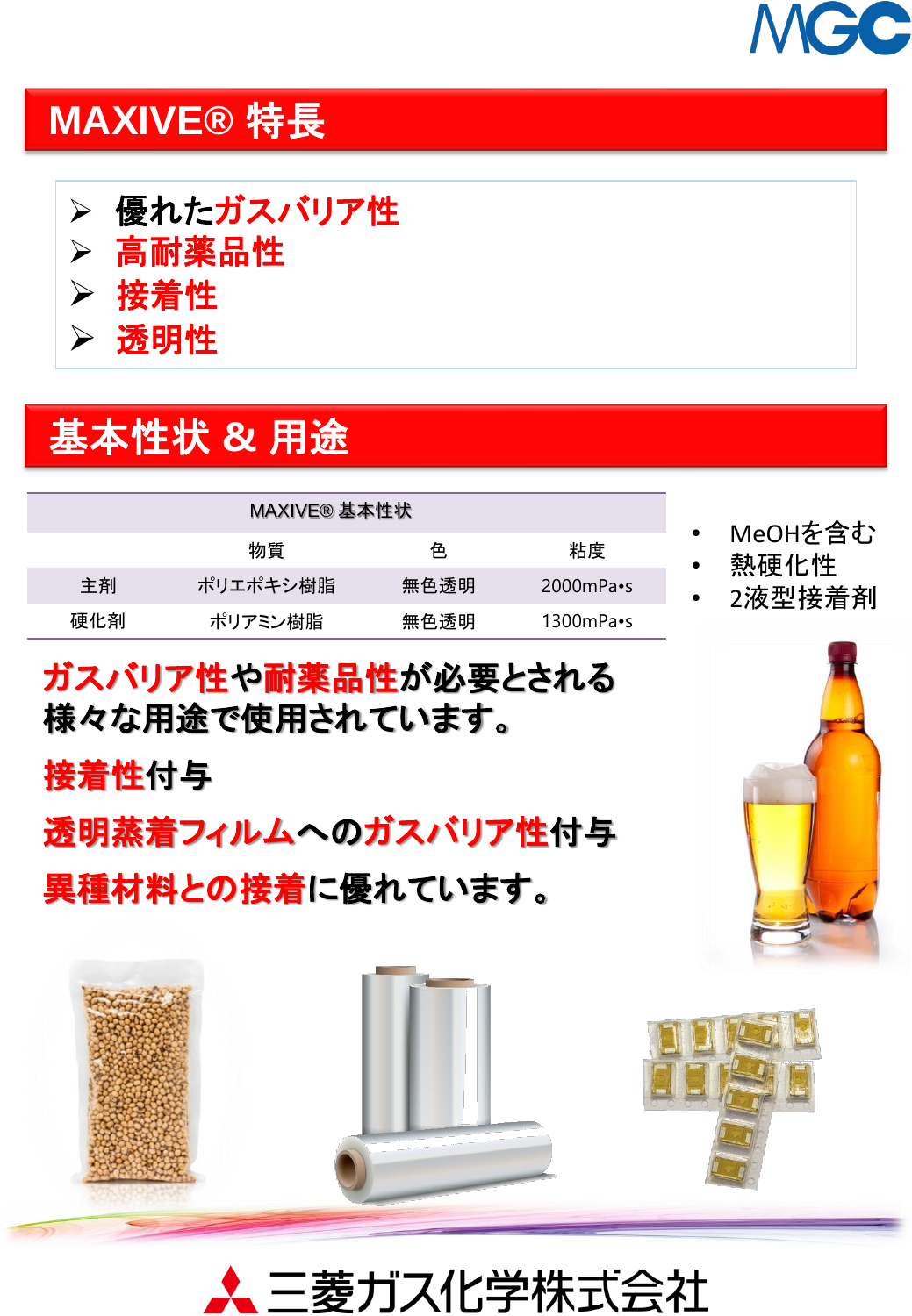## MAXIVE® 特長

- 優れたガスバリア性
- 高耐薬品性
- 接着性
- 透明性

## 基本性状 & 用途

| MAXIVE® 基本性状 | | | |
|---|---|---|---|
| | 物質 | 色 | 粘度 |
| 主剤 | ポリエポキシ樹脂 | 無色透明 | 2000mPa•s |
| 硬化剤 | ポリアミン樹脂 | 無色透明 | 1300mPa•s |

- MeOHを含む
- 熱硬化性
- 2液型接着剤

**ガスバリア性や耐薬品性が必要とされる様々な用途で使用されています。**

**接着性付与**

**透明蒸着フィルムへのガスバリア性付与**

**異種材料との接着に優れています。**

三菱ガス化学株式会社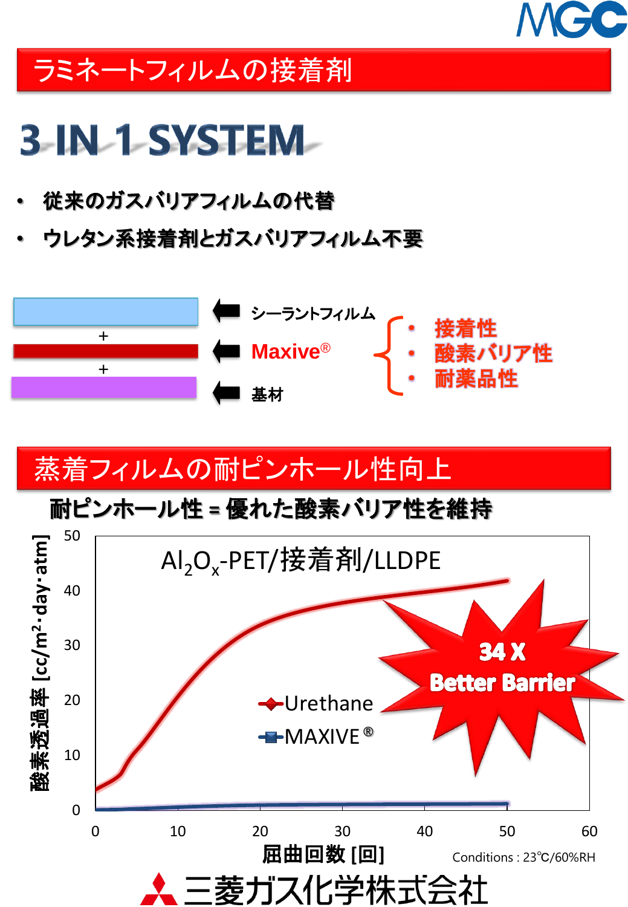## ラミネートフィルムの接着剤

# 3 IN 1 SYSTEM

- 従来のガスバリアフィルムの代替
- ウレタン系接着剤とガスバリアフィルム不要

シーラントフィルム
+
Maxive®
+
基材

- 接着性
- 酸素バリア性
- 耐薬品性

## 蒸着フィルムの耐ピンホール性向上

**耐ピンホール性 = 優れた酸素バリア性を維持**

$Al_2O_x$-PET/接着剤/LLDPE

- Urethane
- MAXIVE®

34 X Better Barrier

縦軸：酸素透過率 [cc/m²·day·atm]（0–50）
横軸：屈曲回数 [回]（0–60）

Conditions : 23℃/60%RH

三菱ガス化学株式会社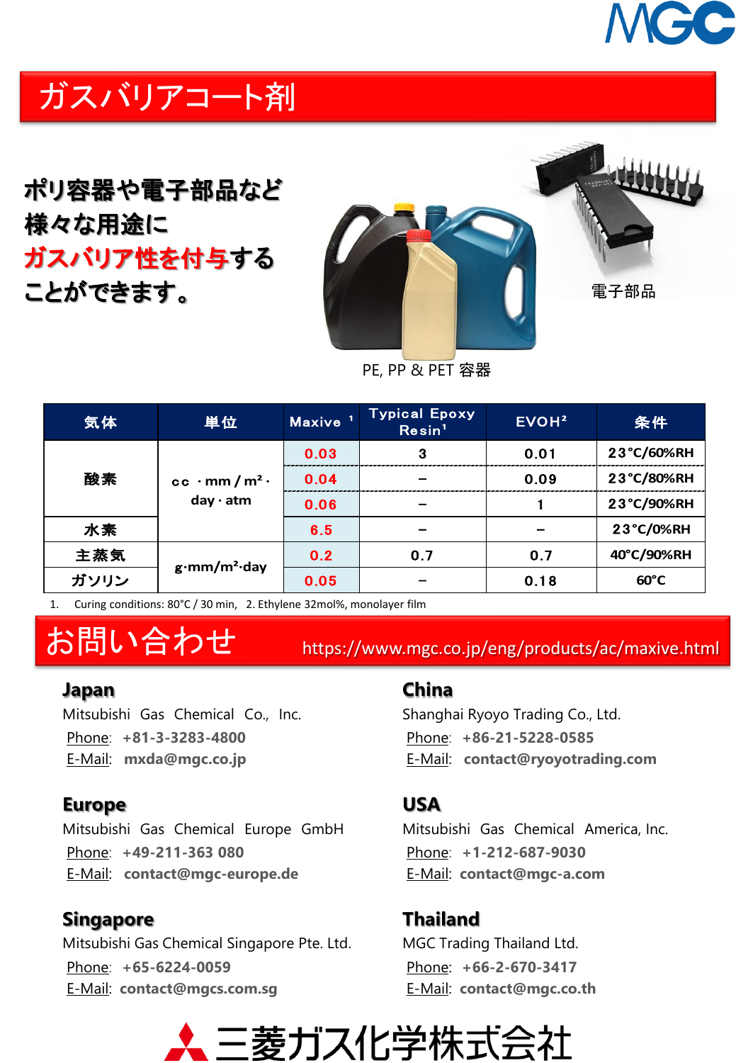MGC

# ガスバリアコート剤

**ポリ容器や電子部品など**
**様々な用途に**
**ガスバリア性を付与する**
**ことができます。**

電子部品

PE, PP & PET 容器

| 気体 | 単位 | Maxive [1] | Typical Epoxy Resin[1] | EVOH[2] | 条件 |
|---|---|---|---|---|---|
| 酸素 | cc・mm / m²・day・atm | 0.03 | 3 | 0.01 | 23°C/60%RH |
| | | 0.04 | – | 0.09 | 23°C/80%RH |
| | | 0.06 | – | 1 | 23°C/90%RH |
| 水素 | | 6.5 | – | – | 23°C/0%RH |
| 主蒸気 | g·mm/m²·day | 0.2 | 0.7 | 0.7 | 40°C/90%RH |
| ガソリン | | 0.05 | – | 0.18 | 60°C |

1. Curing conditions: 80°C / 30 min, 2. Ethylene 32mol%, monolayer film

## お問い合わせ

https://www.mgc.co.jp/eng/products/ac/maxive.html

### Japan
Mitsubishi Gas Chemical Co., Inc.
Phone: +81-3-3283-4800
E-Mail: mxda@mgc.co.jp

### China
Shanghai Ryoyo Trading Co., Ltd.
Phone: +86-21-5228-0585
E-Mail: contact@ryoyotrading.com

### Europe
Mitsubishi Gas Chemical Europe GmbH
Phone: +49-211-363 080
E-Mail: contact@mgc-europe.de

### USA
Mitsubishi Gas Chemical America, Inc.
Phone: +1-212-687-9030
E-Mail: contact@mgc-a.com

### Singapore
Mitsubishi Gas Chemical Singapore Pte. Ltd.
Phone: +65-6224-0059
E-Mail: contact@mgcs.com.sg

### Thailand
MGC Trading Thailand Ltd.
Phone: +66-2-670-3417
E-Mail: contact@mgc.co.th

三菱ガス化学株式会社